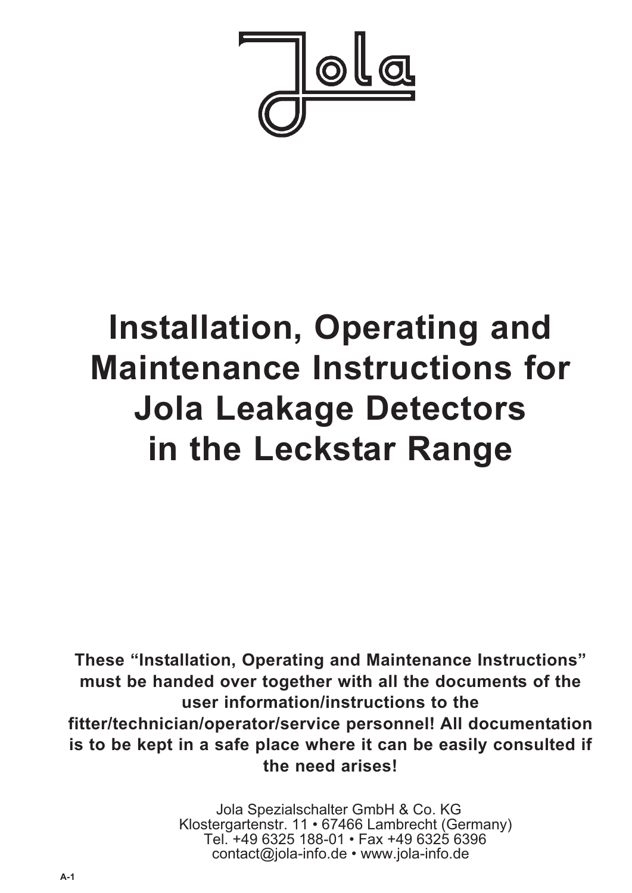Jola

# Installation, Operating and Maintenance Instructions for Jola Leakage Detectors in the Leckstar Range

**These "Installation, Operating and Maintenance Instructions" must be handed over together with all the documents of the user information/instructions to the fitter/technician/operator/service personnel! All documentation is to be kept in a safe place where it can be easily consulted if the need arises!**

Jola Spezialschalter GmbH & Co. KG
Klostergartenstr. 11 • 67466 Lambrecht (Germany)
Tel. +49 6325 188-01 • Fax +49 6325 6396
contact@jola-info.de • www.jola-info.de

A-1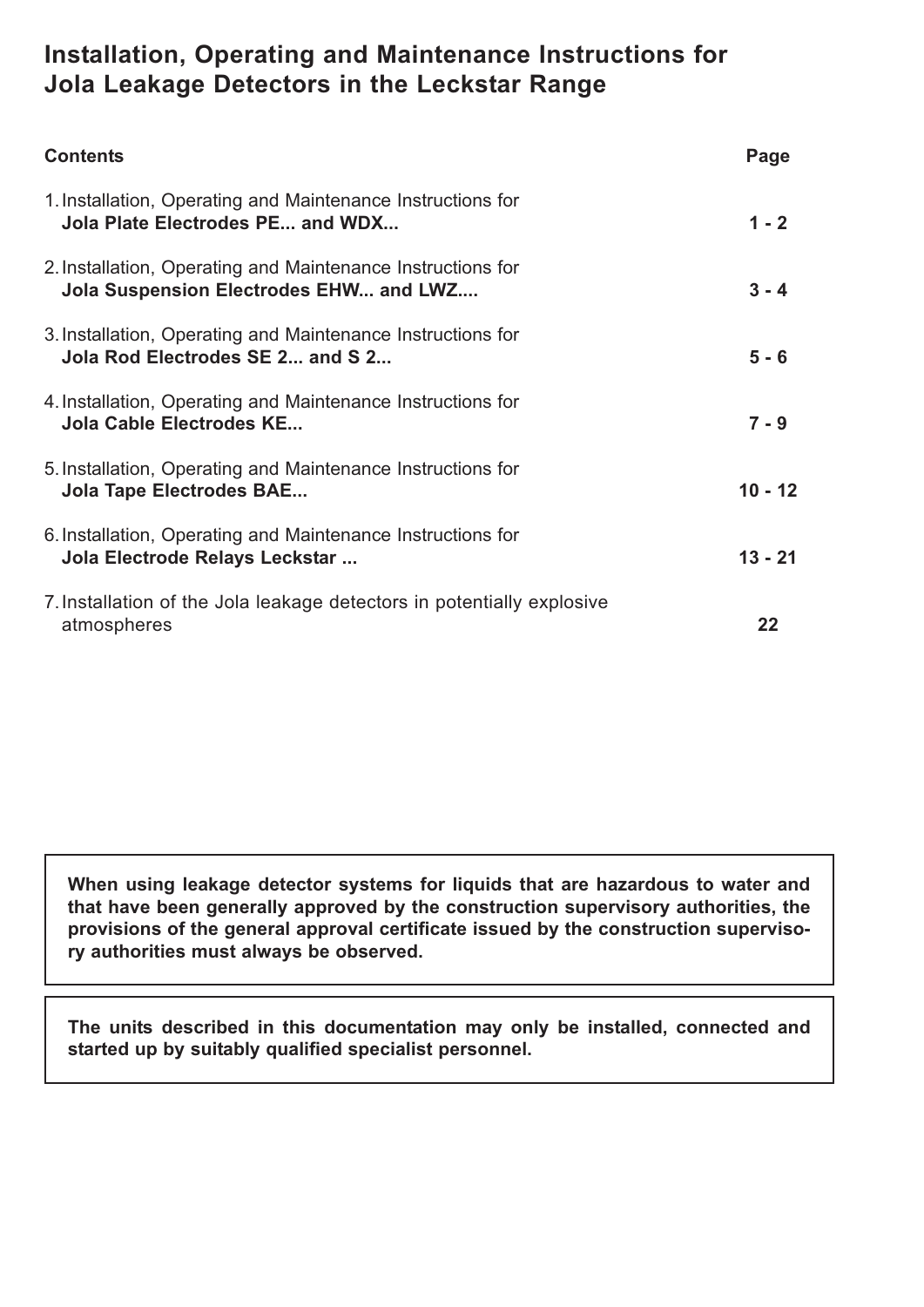# Installation, Operating and Maintenance Instructions for Jola Leakage Detectors in the Leckstar Range

| Contents | Page |
|---|---|
| 1. Installation, Operating and Maintenance Instructions for **Jola Plate Electrodes PE... and WDX...** | **1 - 2** |
| 2. Installation, Operating and Maintenance Instructions for **Jola Suspension Electrodes EHW... and LWZ....** | **3 - 4** |
| 3. Installation, Operating and Maintenance Instructions for **Jola Rod Electrodes SE 2... and S 2...** | **5 - 6** |
| 4. Installation, Operating and Maintenance Instructions for **Jola Cable Electrodes KE...** | **7 - 9** |
| 5. Installation, Operating and Maintenance Instructions for **Jola Tape Electrodes BAE...** | **10 - 12** |
| 6. Installation, Operating and Maintenance Instructions for **Jola Electrode Relays Leckstar ...** | **13 - 21** |
| 7. Installation of the Jola leakage detectors in potentially explosive atmospheres | **22** |

**When using leakage detector systems for liquids that are hazardous to water and that have been generally approved by the construction supervisory authorities, the provisions of the general approval certificate issued by the construction supervisory authorities must always be observed.**

**The units described in this documentation may only be installed, connected and started up by suitably qualified specialist personnel.**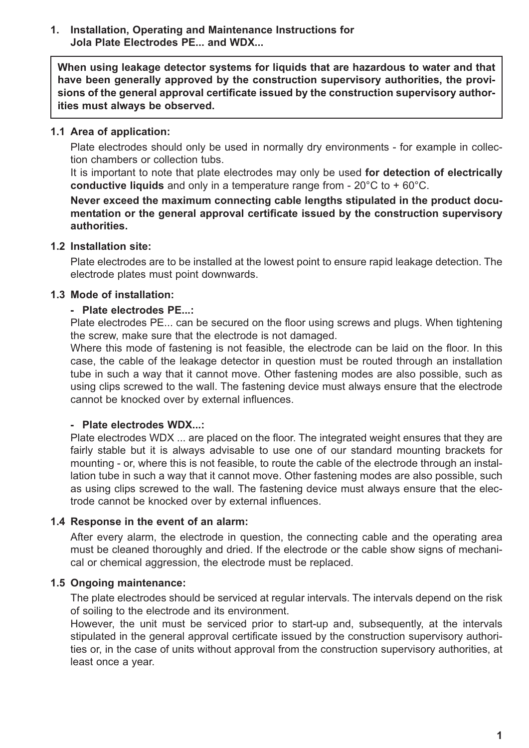# 1. Installation, Operating and Maintenance Instructions for Jola Plate Electrodes PE... and WDX...

**When using leakage detector systems for liquids that are hazardous to water and that have been generally approved by the construction supervisory authorities, the provisions of the general approval certificate issued by the construction supervisory authorities must always be observed.**

## 1.1 Area of application:

Plate electrodes should only be used in normally dry environments - for example in collection chambers or collection tubs.

It is important to note that plate electrodes may only be used **for detection of electrically conductive liquids** and only in a temperature range from - 20°C to + 60°C.

**Never exceed the maximum connecting cable lengths stipulated in the product documentation or the general approval certificate issued by the construction supervisory authorities.**

## 1.2 Installation site:

Plate electrodes are to be installed at the lowest point to ensure rapid leakage detection. The electrode plates must point downwards.

## 1.3 Mode of installation:

**- Plate electrodes PE...:**

Plate electrodes PE... can be secured on the floor using screws and plugs. When tightening the screw, make sure that the electrode is not damaged.

Where this mode of fastening is not feasible, the electrode can be laid on the floor. In this case, the cable of the leakage detector in question must be routed through an installation tube in such a way that it cannot move. Other fastening modes are also possible, such as using clips screwed to the wall. The fastening device must always ensure that the electrode cannot be knocked over by external influences.

**- Plate electrodes WDX...:**

Plate electrodes WDX ... are placed on the floor. The integrated weight ensures that they are fairly stable but it is always advisable to use one of our standard mounting brackets for mounting - or, where this is not feasible, to route the cable of the electrode through an installation tube in such a way that it cannot move. Other fastening modes are also possible, such as using clips screwed to the wall. The fastening device must always ensure that the electrode cannot be knocked over by external influences.

## 1.4 Response in the event of an alarm:

After every alarm, the electrode in question, the connecting cable and the operating area must be cleaned thoroughly and dried. If the electrode or the cable show signs of mechanical or chemical aggression, the electrode must be replaced.

## 1.5 Ongoing maintenance:

The plate electrodes should be serviced at regular intervals. The intervals depend on the risk of soiling to the electrode and its environment.

However, the unit must be serviced prior to start-up and, subsequently, at the intervals stipulated in the general approval certificate issued by the construction supervisory authorities or, in the case of units without approval from the construction supervisory authorities, at least once a year.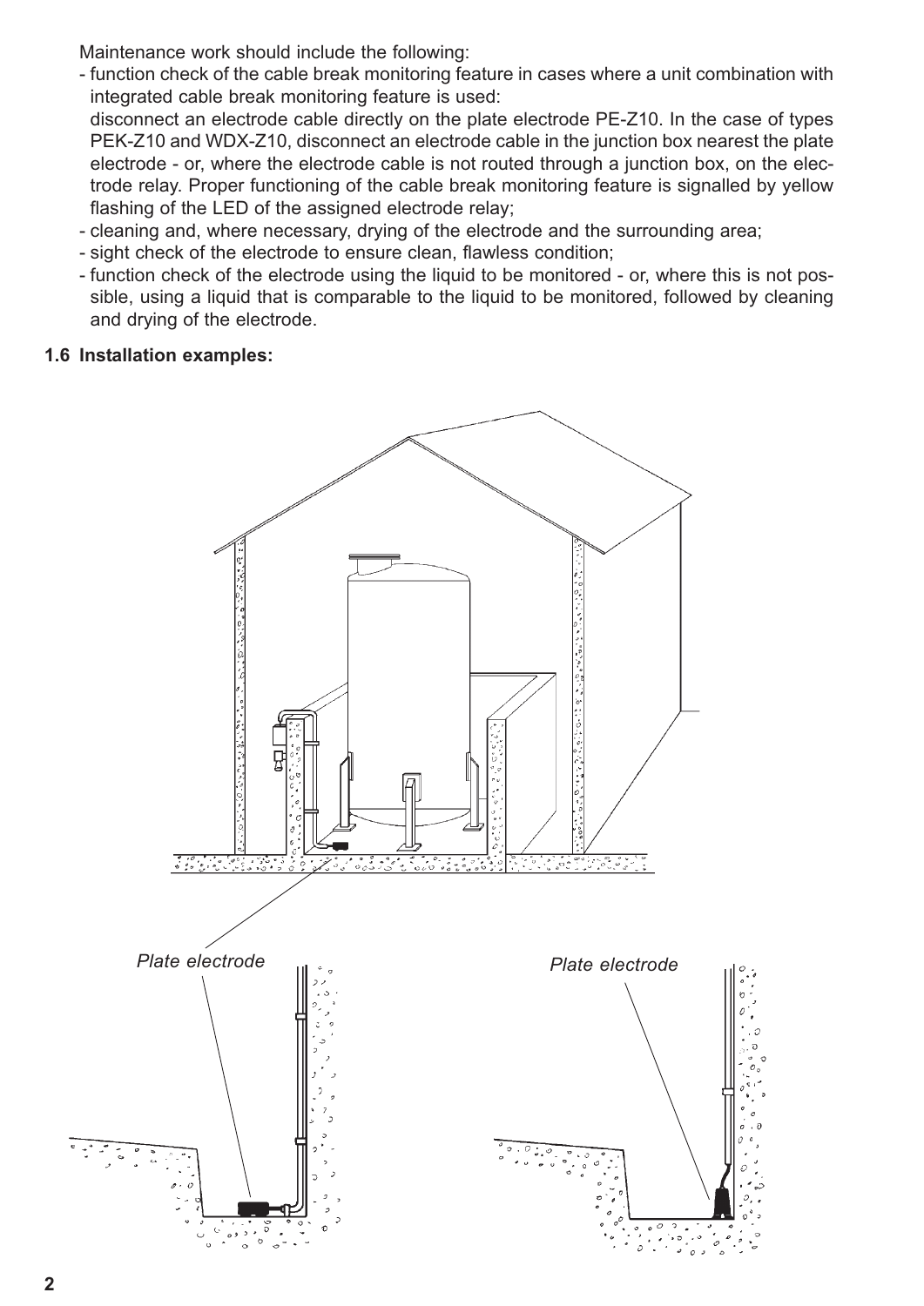Maintenance work should include the following:

- function check of the cable break monitoring feature in cases where a unit combination with integrated cable break monitoring feature is used:
  disconnect an electrode cable directly on the plate electrode PE-Z10. In the case of types PEK-Z10 and WDX-Z10, disconnect an electrode cable in the junction box nearest the plate electrode - or, where the electrode cable is not routed through a junction box, on the electrode relay. Proper functioning of the cable break monitoring feature is signalled by yellow flashing of the LED of the assigned electrode relay;
- cleaning and, where necessary, drying of the electrode and the surrounding area;
- sight check of the electrode to ensure clean, flawless condition;
- function check of the electrode using the liquid to be monitored - or, where this is not possible, using a liquid that is comparable to the liquid to be monitored, followed by cleaning and drying of the electrode.

**1.6 Installation examples:**

*Plate electrode*

*Plate electrode*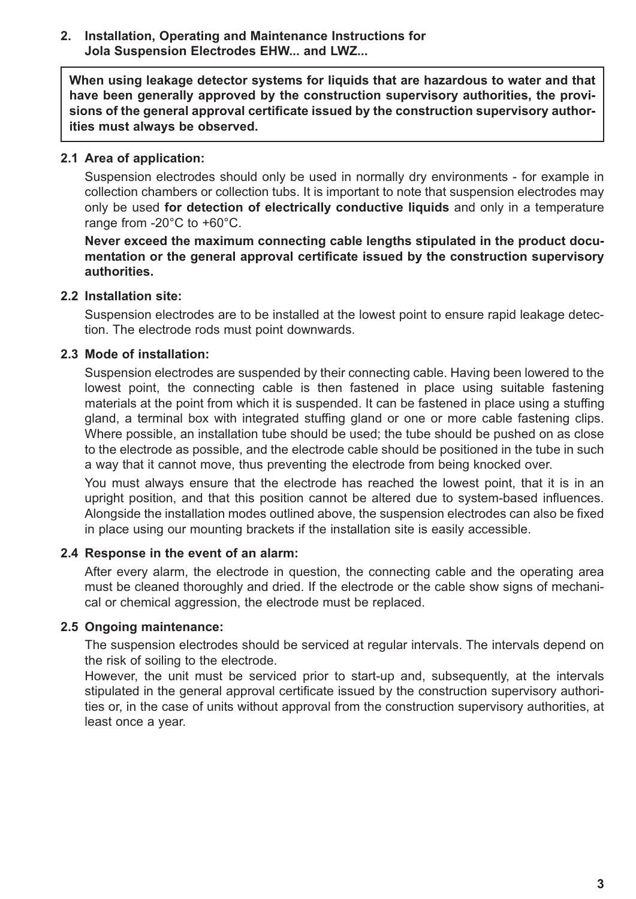## 2. Installation, Operating and Maintenance Instructions for Jola Suspension Electrodes EHW... and LWZ...

**When using leakage detector systems for liquids that are hazardous to water and that have been generally approved by the construction supervisory authorities, the provisions of the general approval certificate issued by the construction supervisory authorities must always be observed.**

### 2.1 Area of application:

Suspension electrodes should only be used in normally dry environments - for example in collection chambers or collection tubs. It is important to note that suspension electrodes may only be used **for detection of electrically conductive liquids** and only in a temperature range from -20°C to +60°C.

**Never exceed the maximum connecting cable lengths stipulated in the product documentation or the general approval certificate issued by the construction supervisory authorities.**

### 2.2 Installation site:

Suspension electrodes are to be installed at the lowest point to ensure rapid leakage detection. The electrode rods must point downwards.

### 2.3 Mode of installation:

Suspension electrodes are suspended by their connecting cable. Having been lowered to the lowest point, the connecting cable is then fastened in place using suitable fastening materials at the point from which it is suspended. It can be fastened in place using a stuffing gland, a terminal box with integrated stuffing gland or one or more cable fastening clips. Where possible, an installation tube should be used; the tube should be pushed on as close to the electrode as possible, and the electrode cable should be positioned in the tube in such a way that it cannot move, thus preventing the electrode from being knocked over.

You must always ensure that the electrode has reached the lowest point, that it is in an upright position, and that this position cannot be altered due to system-based influences. Alongside the installation modes outlined above, the suspension electrodes can also be fixed in place using our mounting brackets if the installation site is easily accessible.

### 2.4 Response in the event of an alarm:

After every alarm, the electrode in question, the connecting cable and the operating area must be cleaned thoroughly and dried. If the electrode or the cable show signs of mechanical or chemical aggression, the electrode must be replaced.

### 2.5 Ongoing maintenance:

The suspension electrodes should be serviced at regular intervals. The intervals depend on the risk of soiling to the electrode.
However, the unit must be serviced prior to start-up and, subsequently, at the intervals stipulated in the general approval certificate issued by the construction supervisory authorities or, in the case of units without approval from the construction supervisory authorities, at least once a year.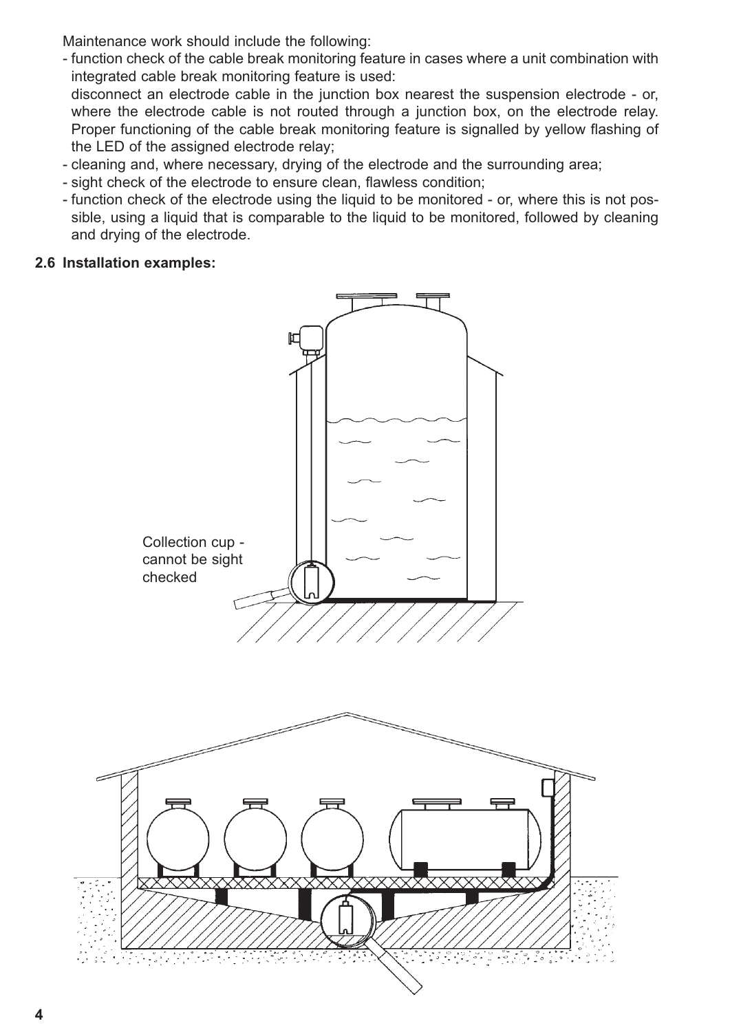Maintenance work should include the following:

- function check of the cable break monitoring feature in cases where a unit combination with integrated cable break monitoring feature is used:
  disconnect an electrode cable in the junction box nearest the suspension electrode - or, where the electrode cable is not routed through a junction box, on the electrode relay. Proper functioning of the cable break monitoring feature is signalled by yellow flashing of the LED of the assigned electrode relay;
- cleaning and, where necessary, drying of the electrode and the surrounding area;
- sight check of the electrode to ensure clean, flawless condition;
- function check of the electrode using the liquid to be monitored - or, where this is not possible, using a liquid that is comparable to the liquid to be monitored, followed by cleaning and drying of the electrode.

**2.6 Installation examples:**

Collection cup - cannot be sight checked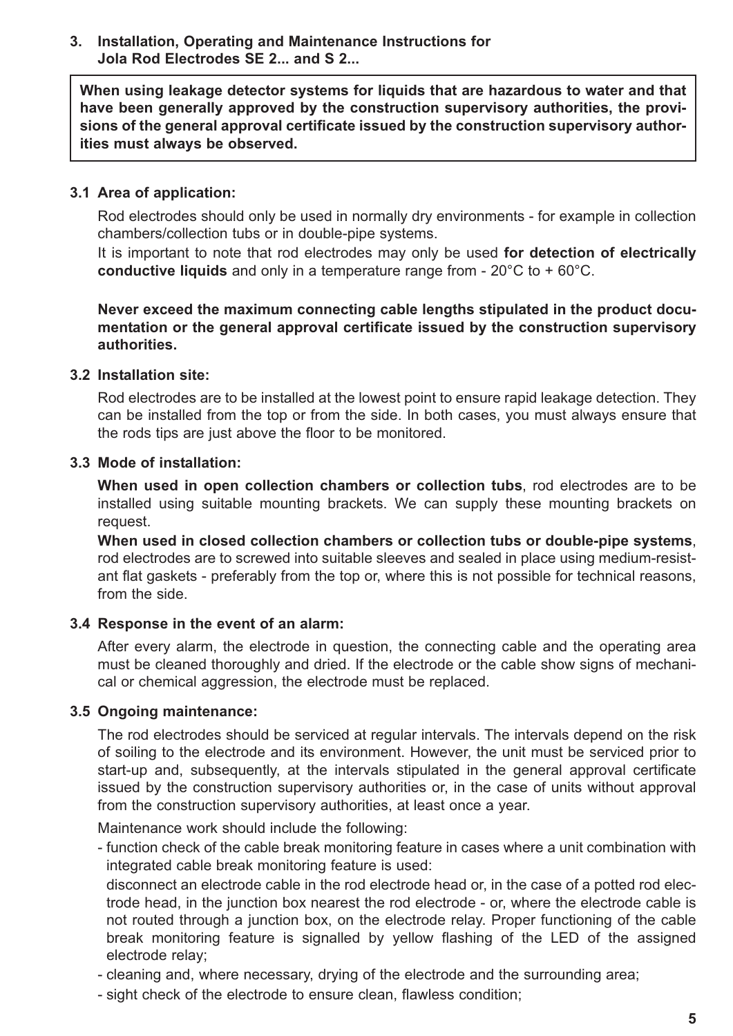## 3. Installation, Operating and Maintenance Instructions for Jola Rod Electrodes SE 2... and S 2...

**When using leakage detector systems for liquids that are hazardous to water and that have been generally approved by the construction supervisory authorities, the provisions of the general approval certificate issued by the construction supervisory authorities must always be observed.**

### 3.1 Area of application:

Rod electrodes should only be used in normally dry environments - for example in collection chambers/collection tubs or in double-pipe systems.

It is important to note that rod electrodes may only be used **for detection of electrically conductive liquids** and only in a temperature range from - 20°C to + 60°C.

**Never exceed the maximum connecting cable lengths stipulated in the product documentation or the general approval certificate issued by the construction supervisory authorities.**

### 3.2 Installation site:

Rod electrodes are to be installed at the lowest point to ensure rapid leakage detection. They can be installed from the top or from the side. In both cases, you must always ensure that the rods tips are just above the floor to be monitored.

### 3.3 Mode of installation:

**When used in open collection chambers or collection tubs**, rod electrodes are to be installed using suitable mounting brackets. We can supply these mounting brackets on request.

**When used in closed collection chambers or collection tubs or double-pipe systems**, rod electrodes are to screwed into suitable sleeves and sealed in place using medium-resistant flat gaskets - preferably from the top or, where this is not possible for technical reasons, from the side.

### 3.4 Response in the event of an alarm:

After every alarm, the electrode in question, the connecting cable and the operating area must be cleaned thoroughly and dried. If the electrode or the cable show signs of mechanical or chemical aggression, the electrode must be replaced.

### 3.5 Ongoing maintenance:

The rod electrodes should be serviced at regular intervals. The intervals depend on the risk of soiling to the electrode and its environment. However, the unit must be serviced prior to start-up and, subsequently, at the intervals stipulated in the general approval certificate issued by the construction supervisory authorities or, in the case of units without approval from the construction supervisory authorities, at least once a year.

Maintenance work should include the following:

- function check of the cable break monitoring feature in cases where a unit combination with integrated cable break monitoring feature is used:
  disconnect an electrode cable in the rod electrode head or, in the case of a potted rod electrode head, in the junction box nearest the rod electrode - or, where the electrode cable is not routed through a junction box, on the electrode relay. Proper functioning of the cable break monitoring feature is signalled by yellow flashing of the LED of the assigned electrode relay;
- cleaning and, where necessary, drying of the electrode and the surrounding area;
- sight check of the electrode to ensure clean, flawless condition;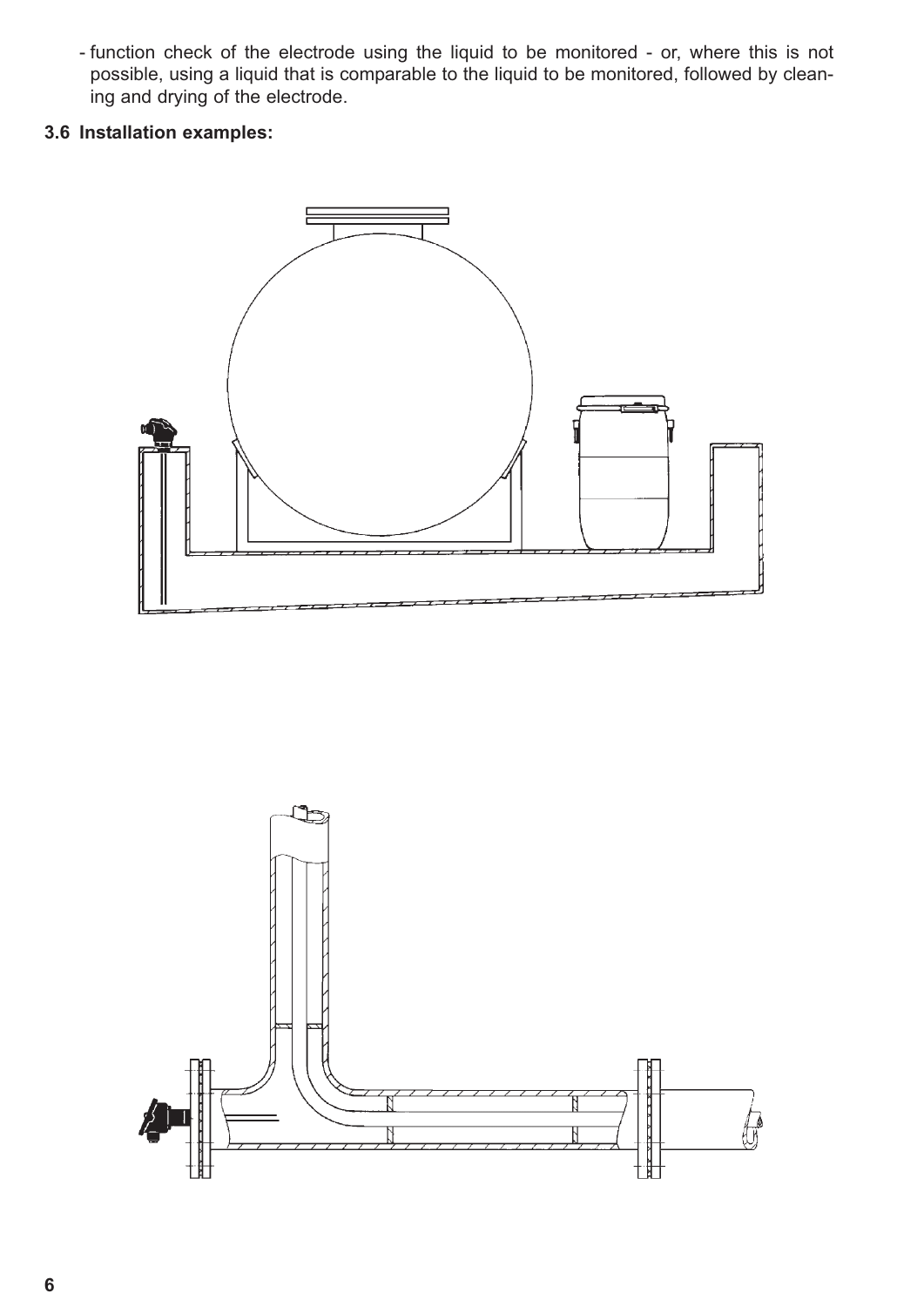- function check of the electrode using the liquid to be monitored - or, where this is not possible, using a liquid that is comparable to the liquid to be monitored, followed by cleaning and drying of the electrode.

### 3.6 Installation examples: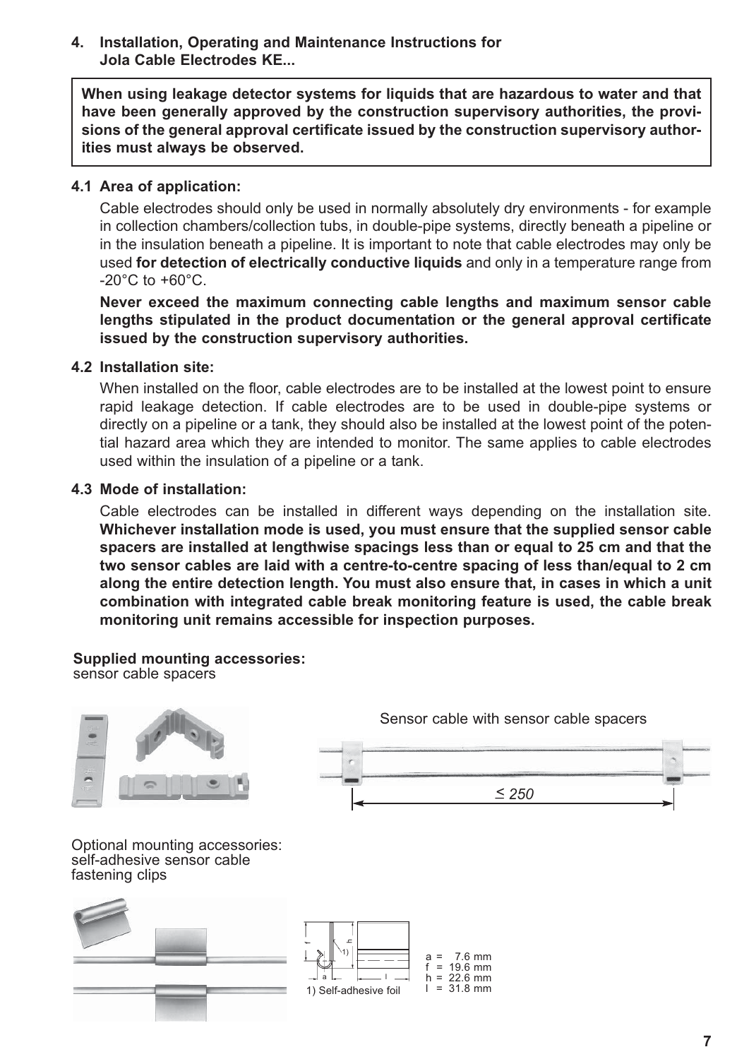## 4. Installation, Operating and Maintenance Instructions for Jola Cable Electrodes KE...

**When using leakage detector systems for liquids that are hazardous to water and that have been generally approved by the construction supervisory authorities, the provisions of the general approval certificate issued by the construction supervisory authorities must always be observed.**

### 4.1 Area of application:

Cable electrodes should only be used in normally absolutely dry environments - for example in collection chambers/collection tubs, in double-pipe systems, directly beneath a pipeline or in the insulation beneath a pipeline. It is important to note that cable electrodes may only be used **for detection of electrically conductive liquids** and only in a temperature range from -20°C to +60°C.

**Never exceed the maximum connecting cable lengths and maximum sensor cable lengths stipulated in the product documentation or the general approval certificate issued by the construction supervisory authorities.**

### 4.2 Installation site:

When installed on the floor, cable electrodes are to be installed at the lowest point to ensure rapid leakage detection. If cable electrodes are to be used in double-pipe systems or directly on a pipeline or a tank, they should also be installed at the lowest point of the potential hazard area which they are intended to monitor. The same applies to cable electrodes used within the insulation of a pipeline or a tank.

### 4.3 Mode of installation:

Cable electrodes can be installed in different ways depending on the installation site. **Whichever installation mode is used, you must ensure that the supplied sensor cable spacers are installed at lengthwise spacings less than or equal to 25 cm and that the two sensor cables are laid with a centre-to-centre spacing of less than/equal to 2 cm along the entire detection length. You must also ensure that, in cases in which a unit combination with integrated cable break monitoring feature is used, the cable break monitoring unit remains accessible for inspection purposes.**

**Supplied mounting accessories:**
sensor cable spacers

Sensor cable with sensor cable spacers

≤ 250

Optional mounting accessories:
self-adhesive sensor cable fastening clips

1) Self-adhesive foil

a = 7.6 mm
f = 19.6 mm
h = 22.6 mm
l = 31.8 mm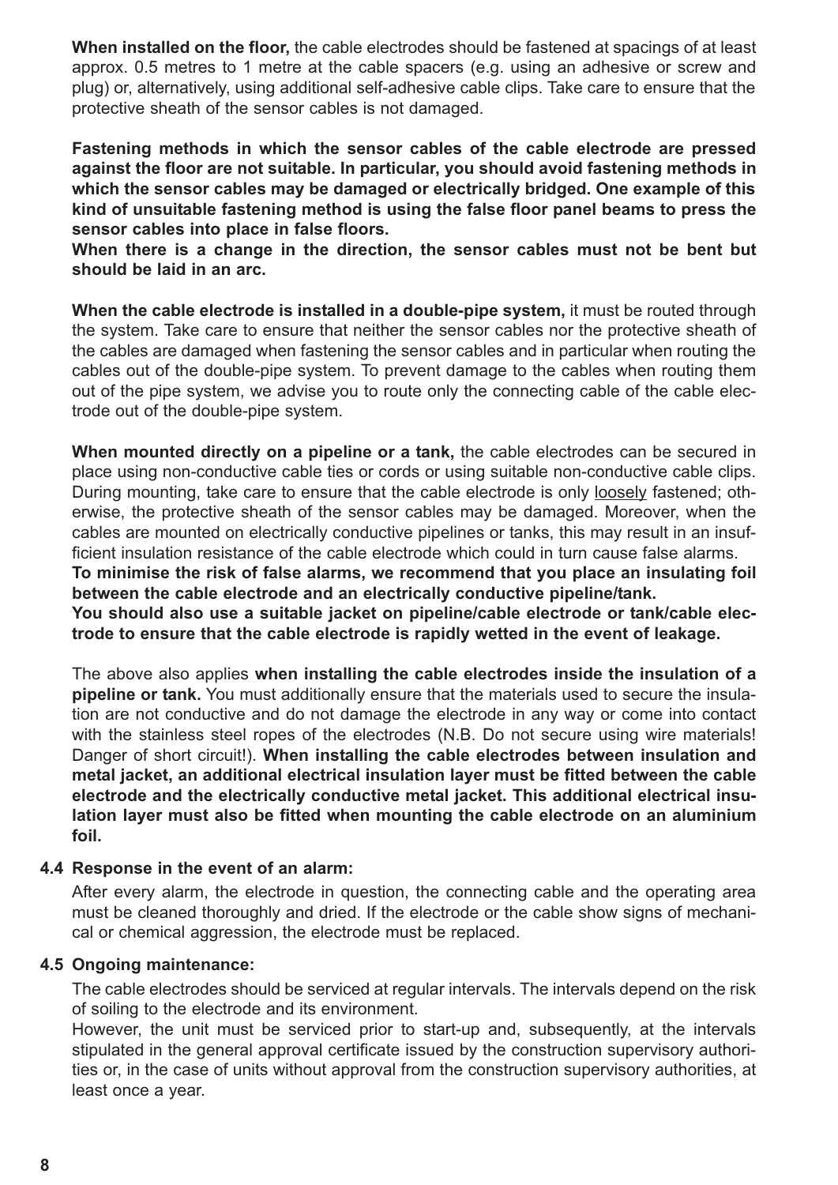**When installed on the floor,** the cable electrodes should be fastened at spacings of at least approx. 0.5 metres to 1 metre at the cable spacers (e.g. using an adhesive or screw and plug) or, alternatively, using additional self-adhesive cable clips. Take care to ensure that the protective sheath of the sensor cables is not damaged.

**Fastening methods in which the sensor cables of the cable electrode are pressed against the floor are not suitable. In particular, you should avoid fastening methods in which the sensor cables may be damaged or electrically bridged. One example of this kind of unsuitable fastening method is using the false floor panel beams to press the sensor cables into place in false floors.**
**When there is a change in the direction, the sensor cables must not be bent but should be laid in an arc.**

**When the cable electrode is installed in a double-pipe system,** it must be routed through the system. Take care to ensure that neither the sensor cables nor the protective sheath of the cables are damaged when fastening the sensor cables and in particular when routing the cables out of the double-pipe system. To prevent damage to the cables when routing them out of the pipe system, we advise you to route only the connecting cable of the cable electrode out of the double-pipe system.

**When mounted directly on a pipeline or a tank,** the cable electrodes can be secured in place using non-conductive cable ties or cords or using suitable non-conductive cable clips. During mounting, take care to ensure that the cable electrode is only loosely fastened; otherwise, the protective sheath of the sensor cables may be damaged. Moreover, when the cables are mounted on electrically conductive pipelines or tanks, this may result in an insufficient insulation resistance of the cable electrode which could in turn cause false alarms.
**To minimise the risk of false alarms, we recommend that you place an insulating foil between the cable electrode and an electrically conductive pipeline/tank.**
**You should also use a suitable jacket on pipeline/cable electrode or tank/cable electrode to ensure that the cable electrode is rapidly wetted in the event of leakage.**

The above also applies **when installing the cable electrodes inside the insulation of a pipeline or tank.** You must additionally ensure that the materials used to secure the insulation are not conductive and do not damage the electrode in any way or come into contact with the stainless steel ropes of the electrodes (N.B. Do not secure using wire materials! Danger of short circuit!). **When installing the cable electrodes between insulation and metal jacket, an additional electrical insulation layer must be fitted between the cable electrode and the electrically conductive metal jacket. This additional electrical insulation layer must also be fitted when mounting the cable electrode on an aluminium foil.**

### 4.4 Response in the event of an alarm:

After every alarm, the electrode in question, the connecting cable and the operating area must be cleaned thoroughly and dried. If the electrode or the cable show signs of mechanical or chemical aggression, the electrode must be replaced.

### 4.5 Ongoing maintenance:

The cable electrodes should be serviced at regular intervals. The intervals depend on the risk of soiling to the electrode and its environment.
However, the unit must be serviced prior to start-up and, subsequently, at the intervals stipulated in the general approval certificate issued by the construction supervisory authorities or, in the case of units without approval from the construction supervisory authorities, at least once a year.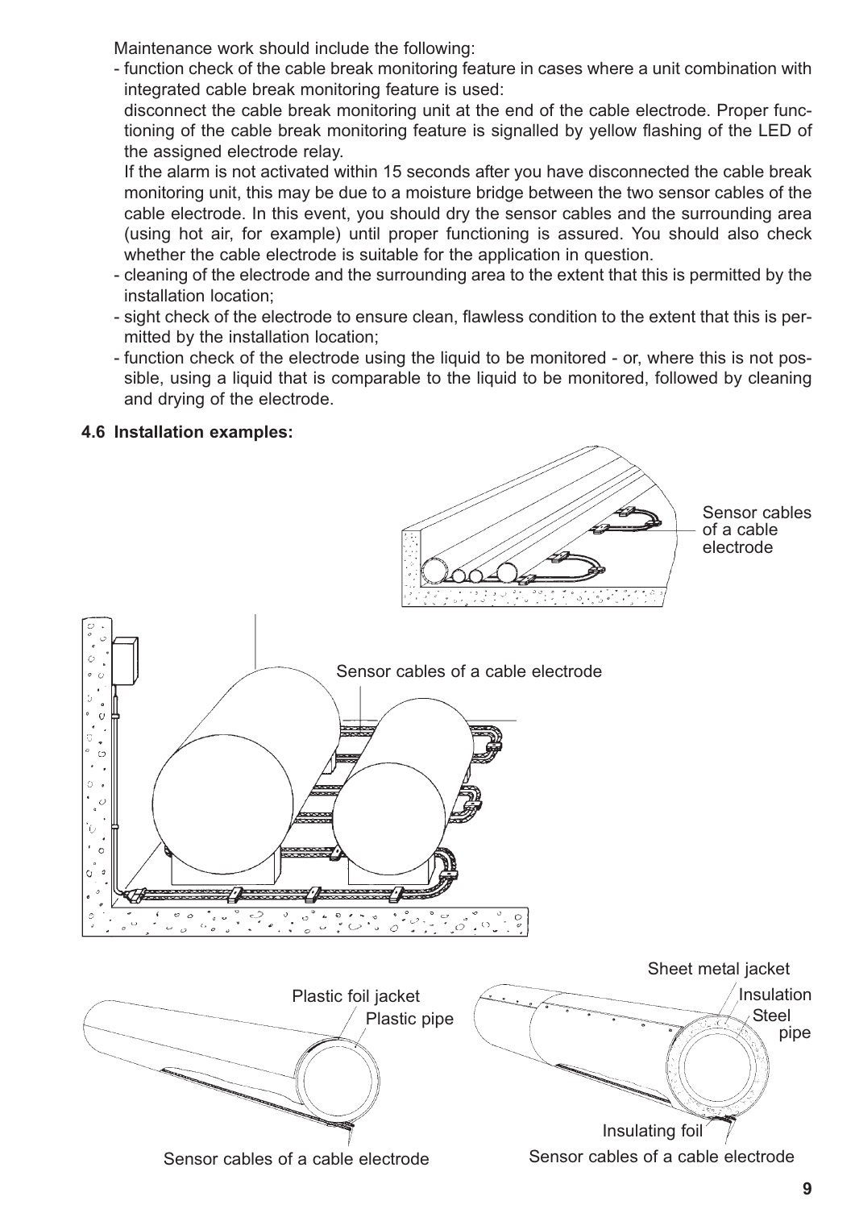Maintenance work should include the following:

- function check of the cable break monitoring feature in cases where a unit combination with integrated cable break monitoring feature is used:
  disconnect the cable break monitoring unit at the end of the cable electrode. Proper functioning of the cable break monitoring feature is signalled by yellow flashing of the LED of the assigned electrode relay.
  If the alarm is not activated within 15 seconds after you have disconnected the cable break monitoring unit, this may be due to a moisture bridge between the two sensor cables of the cable electrode. In this event, you should dry the sensor cables and the surrounding area (using hot air, for example) until proper functioning is assured. You should also check whether the cable electrode is suitable for the application in question.
- cleaning of the electrode and the surrounding area to the extent that this is permitted by the installation location;
- sight check of the electrode to ensure clean, flawless condition to the extent that this is permitted by the installation location;
- function check of the electrode using the liquid to be monitored - or, where this is not possible, using a liquid that is comparable to the liquid to be monitored, followed by cleaning and drying of the electrode.

### 4.6 Installation examples:

Sensor cables of a cable electrode

Sensor cables of a cable electrode

Plastic foil jacket

Plastic pipe

Sensor cables of a cable electrode

Sheet metal jacket

Insulation

Steel pipe

Insulating foil

Sensor cables of a cable electrode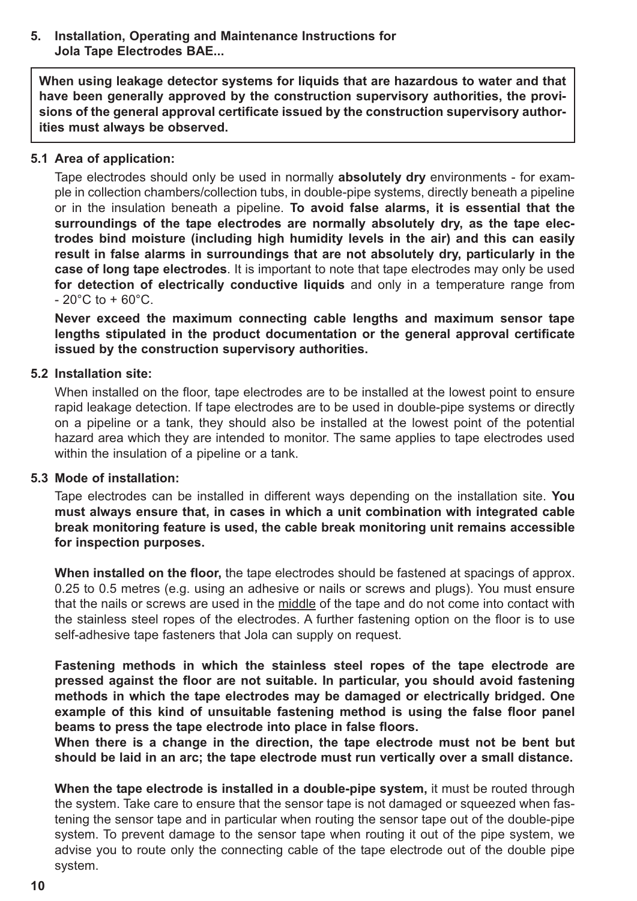## 5. Installation, Operating and Maintenance Instructions for Jola Tape Electrodes BAE...

**When using leakage detector systems for liquids that are hazardous to water and that have been generally approved by the construction supervisory authorities, the provisions of the general approval certificate issued by the construction supervisory authorities must always be observed.**

### 5.1 Area of application:

Tape electrodes should only be used in normally **absolutely dry** environments - for example in collection chambers/collection tubs, in double-pipe systems, directly beneath a pipeline or in the insulation beneath a pipeline. **To avoid false alarms, it is essential that the surroundings of the tape electrodes are normally absolutely dry, as the tape electrodes bind moisture (including high humidity levels in the air) and this can easily result in false alarms in surroundings that are not absolutely dry, particularly in the case of long tape electrodes**. It is important to note that tape electrodes may only be used **for detection of electrically conductive liquids** and only in a temperature range from - 20°C to + 60°C.

**Never exceed the maximum connecting cable lengths and maximum sensor tape lengths stipulated in the product documentation or the general approval certificate issued by the construction supervisory authorities.**

### 5.2 Installation site:

When installed on the floor, tape electrodes are to be installed at the lowest point to ensure rapid leakage detection. If tape electrodes are to be used in double-pipe systems or directly on a pipeline or a tank, they should also be installed at the lowest point of the potential hazard area which they are intended to monitor. The same applies to tape electrodes used within the insulation of a pipeline or a tank.

### 5.3 Mode of installation:

Tape electrodes can be installed in different ways depending on the installation site. **You must always ensure that, in cases in which a unit combination with integrated cable break monitoring feature is used, the cable break monitoring unit remains accessible for inspection purposes.**

**When installed on the floor,** the tape electrodes should be fastened at spacings of approx. 0.25 to 0.5 metres (e.g. using an adhesive or nails or screws and plugs). You must ensure that the nails or screws are used in the <u>middle</u> of the tape and do not come into contact with the stainless steel ropes of the electrodes. A further fastening option on the floor is to use self-adhesive tape fasteners that Jola can supply on request.

**Fastening methods in which the stainless steel ropes of the tape electrode are pressed against the floor are not suitable. In particular, you should avoid fastening methods in which the tape electrodes may be damaged or electrically bridged. One example of this kind of unsuitable fastening method is using the false floor panel beams to press the tape electrode into place in false floors.**
**When there is a change in the direction, the tape electrode must not be bent but should be laid in an arc; the tape electrode must run vertically over a small distance.**

**When the tape electrode is installed in a double-pipe system,** it must be routed through the system. Take care to ensure that the sensor tape is not damaged or squeezed when fastening the sensor tape and in particular when routing the sensor tape out of the double-pipe system. To prevent damage to the sensor tape when routing it out of the pipe system, we advise you to route only the connecting cable of the tape electrode out of the double pipe system.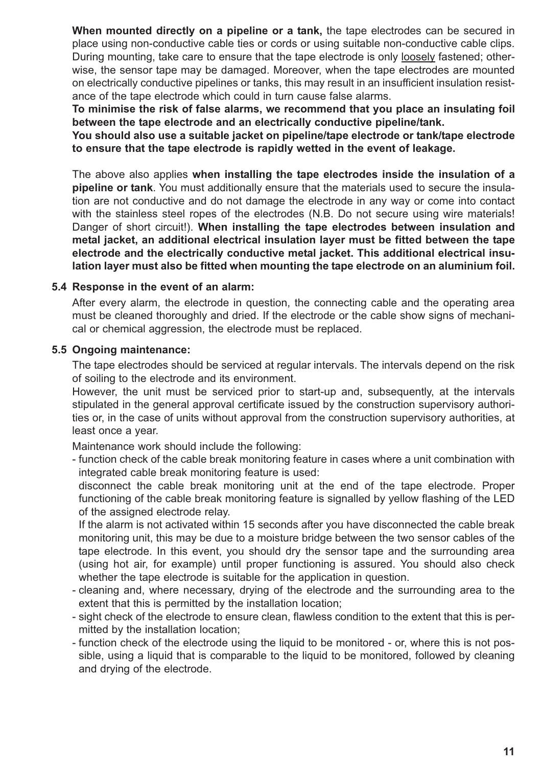**When mounted directly on a pipeline or a tank,** the tape electrodes can be secured in place using non-conductive cable ties or cords or using suitable non-conductive cable clips. During mounting, take care to ensure that the tape electrode is only loosely fastened; otherwise, the sensor tape may be damaged. Moreover, when the tape electrodes are mounted on electrically conductive pipelines or tanks, this may result in an insufficient insulation resistance of the tape electrode which could in turn cause false alarms.

**To minimise the risk of false alarms, we recommend that you place an insulating foil between the tape electrode and an electrically conductive pipeline/tank.**

**You should also use a suitable jacket on pipeline/tape electrode or tank/tape electrode to ensure that the tape electrode is rapidly wetted in the event of leakage.**

The above also applies **when installing the tape electrodes inside the insulation of a pipeline or tank**. You must additionally ensure that the materials used to secure the insulation are not conductive and do not damage the electrode in any way or come into contact with the stainless steel ropes of the electrodes (N.B. Do not secure using wire materials! Danger of short circuit!). **When installing the tape electrodes between insulation and metal jacket, an additional electrical insulation layer must be fitted between the tape electrode and the electrically conductive metal jacket. This additional electrical insulation layer must also be fitted when mounting the tape electrode on an aluminium foil.**

### 5.4 Response in the event of an alarm:

After every alarm, the electrode in question, the connecting cable and the operating area must be cleaned thoroughly and dried. If the electrode or the cable show signs of mechanical or chemical aggression, the electrode must be replaced.

### 5.5 Ongoing maintenance:

The tape electrodes should be serviced at regular intervals. The intervals depend on the risk of soiling to the electrode and its environment.

However, the unit must be serviced prior to start-up and, subsequently, at the intervals stipulated in the general approval certificate issued by the construction supervisory authorities or, in the case of units without approval from the construction supervisory authorities, at least once a year.

Maintenance work should include the following:

- function check of the cable break monitoring feature in cases where a unit combination with integrated cable break monitoring feature is used:
  disconnect the cable break monitoring unit at the end of the tape electrode. Proper functioning of the cable break monitoring feature is signalled by yellow flashing of the LED of the assigned electrode relay.
  If the alarm is not activated within 15 seconds after you have disconnected the cable break monitoring unit, this may be due to a moisture bridge between the two sensor cables of the tape electrode. In this event, you should dry the sensor tape and the surrounding area (using hot air, for example) until proper functioning is assured. You should also check whether the tape electrode is suitable for the application in question.
- cleaning and, where necessary, drying of the electrode and the surrounding area to the extent that this is permitted by the installation location;
- sight check of the electrode to ensure clean, flawless condition to the extent that this is permitted by the installation location;
- function check of the electrode using the liquid to be monitored - or, where this is not possible, using a liquid that is comparable to the liquid to be monitored, followed by cleaning and drying of the electrode.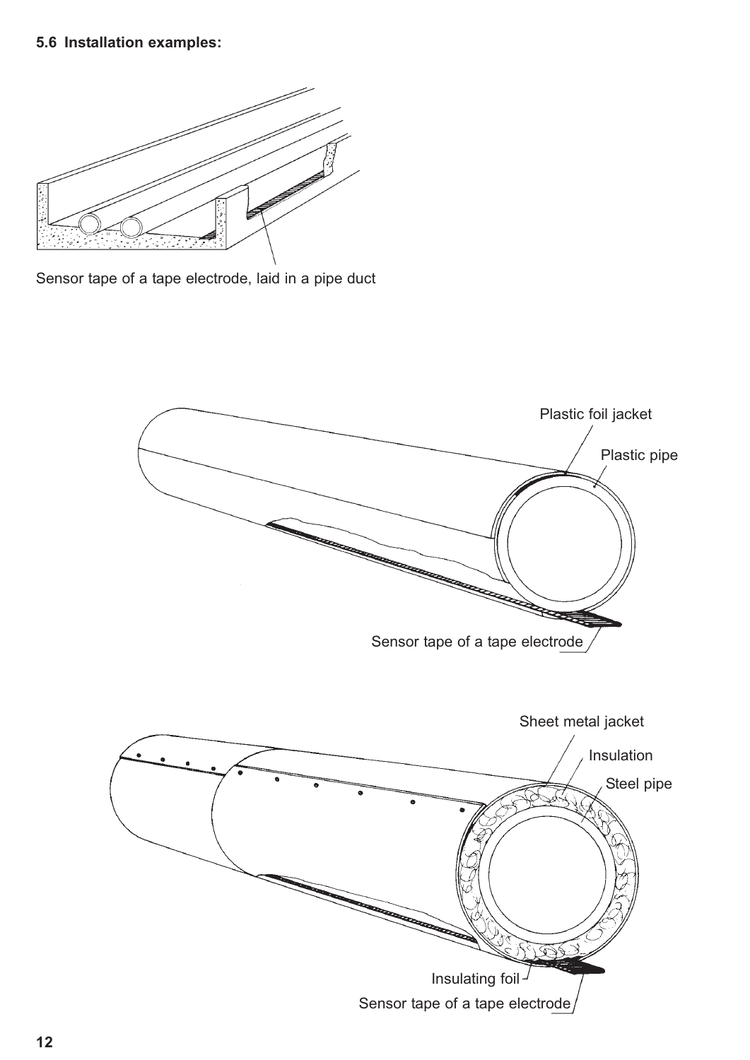### 5.6 Installation examples:

Sensor tape of a tape electrode, laid in a pipe duct

Plastic foil jacket

Plastic pipe

Sensor tape of a tape electrode

Sheet metal jacket

Insulation

Steel pipe

Insulating foil

Sensor tape of a tape electrode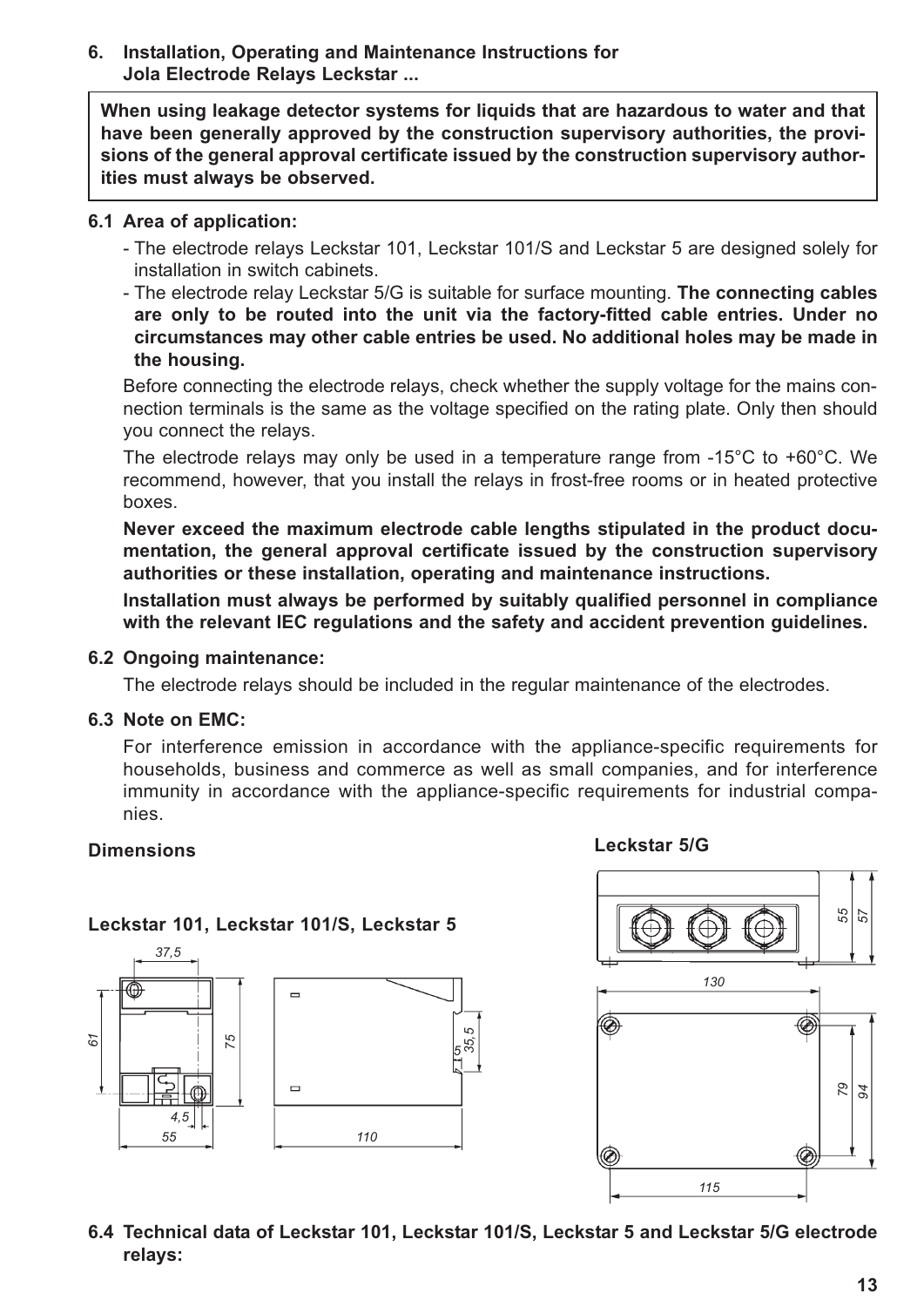## 6. Installation, Operating and Maintenance Instructions for Jola Electrode Relays Leckstar ...

**When using leakage detector systems for liquids that are hazardous to water and that have been generally approved by the construction supervisory authorities, the provisions of the general approval certificate issued by the construction supervisory authorities must always be observed.**

### 6.1 Area of application:

- The electrode relays Leckstar 101, Leckstar 101/S and Leckstar 5 are designed solely for installation in switch cabinets.
- The electrode relay Leckstar 5/G is suitable for surface mounting. **The connecting cables are only to be routed into the unit via the factory-fitted cable entries. Under no circumstances may other cable entries be used. No additional holes may be made in the housing.**

Before connecting the electrode relays, check whether the supply voltage for the mains connection terminals is the same as the voltage specified on the rating plate. Only then should you connect the relays.

The electrode relays may only be used in a temperature range from -15°C to +60°C. We recommend, however, that you install the relays in frost-free rooms or in heated protective boxes.

**Never exceed the maximum electrode cable lengths stipulated in the product documentation, the general approval certificate issued by the construction supervisory authorities or these installation, operating and maintenance instructions.**

**Installation must always be performed by suitably qualified personnel in compliance with the relevant IEC regulations and the safety and accident prevention guidelines.**

### 6.2 Ongoing maintenance:

The electrode relays should be included in the regular maintenance of the electrodes.

### 6.3 Note on EMC:

For interference emission in accordance with the appliance-specific requirements for households, business and commerce as well as small companies, and for interference immunity in accordance with the appliance-specific requirements for industrial companies.

**Dimensions**

**Leckstar 101, Leckstar 101/S, Leckstar 5**

37,5 61 75 4,5 55 110 5 35,5

**Leckstar 5/G**

55 57 130 79 94 115

### 6.4 Technical data of Leckstar 101, Leckstar 101/S, Leckstar 5 and Leckstar 5/G electrode relays: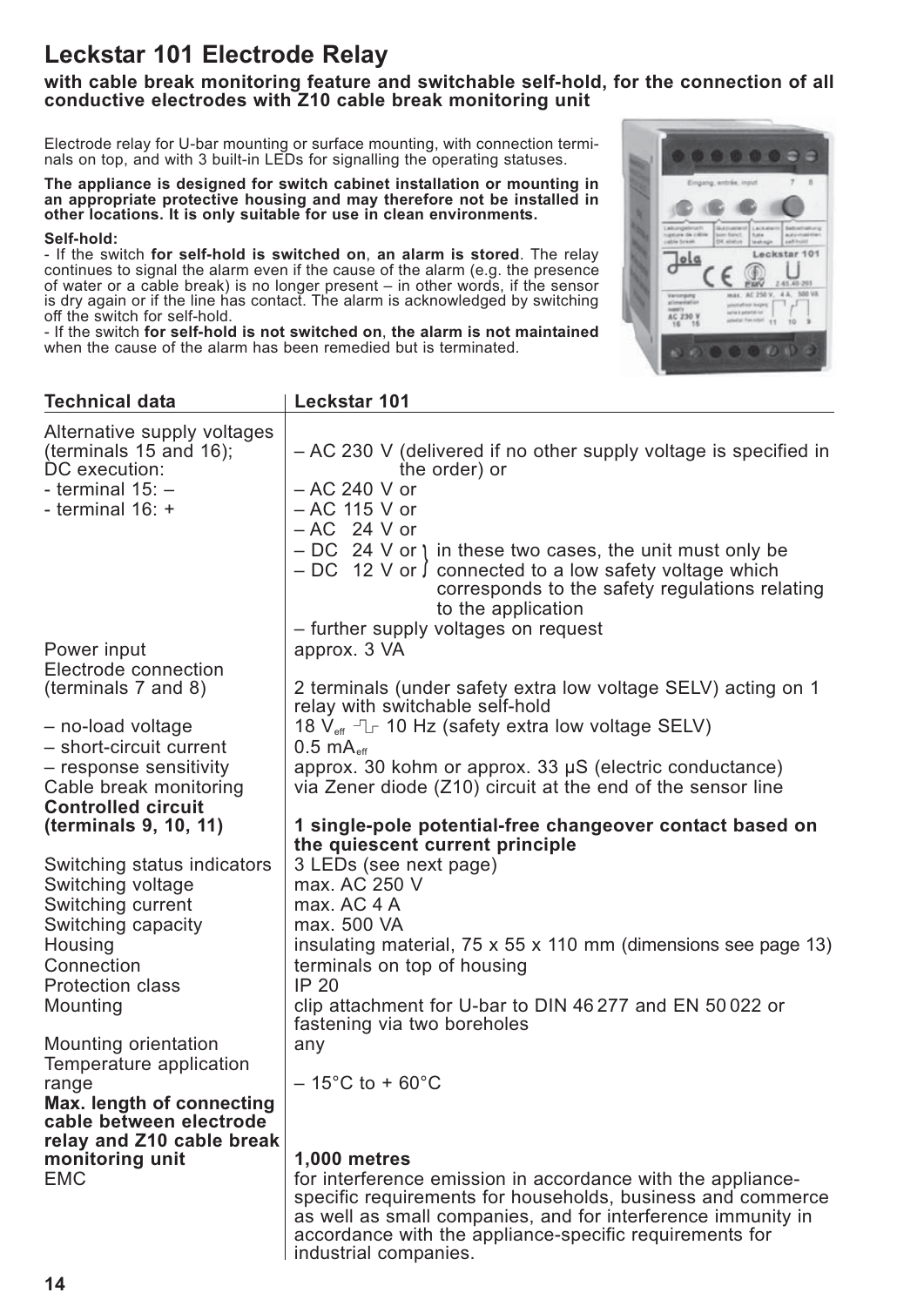# Leckstar 101 Electrode Relay

**with cable break monitoring feature and switchable self-hold, for the connection of all conductive electrodes with Z10 cable break monitoring unit**

Electrode relay for U-bar mounting or surface mounting, with connection terminals on top, and with 3 built-in LEDs for signalling the operating statuses.

**The appliance is designed for switch cabinet installation or mounting in an appropriate protective housing and may therefore not be installed in other locations. It is only suitable for use in clean environments.**

**Self-hold:**

- If the switch **for self-hold is switched on**, **an alarm is stored**. The relay continues to signal the alarm even if the cause of the alarm (e.g. the presence of water or a cable break) is no longer present – in other words, if the sensor is dry again or if the line has contact. The alarm is acknowledged by switching off the switch for self-hold.
- If the switch **for self-hold is not switched on**, **the alarm is not maintained** when the cause of the alarm has been remedied but is terminated.

| Technical data | Leckstar 101 |
|---|---|
| Alternative supply voltages (terminals 15 and 16); DC execution: - terminal 15: – - terminal 16: + | – AC 230 V (delivered if no other supply voltage is specified in the order) or<br>– AC 240 V or<br>– AC 115 V or<br>– AC 24 V or<br>– DC 24 V or<br>– DC 12 V or } in these two cases, the unit must only be connected to a low safety voltage which corresponds to the safety regulations relating to the application<br>– further supply voltages on request |
| Power input | approx. 3 VA |
| Electrode connection (terminals 7 and 8) | 2 terminals (under safety extra low voltage SELV) acting on 1 relay with switchable self-hold |
| – no-load voltage | 18 $V_{eff}$ ⎍ 10 Hz (safety extra low voltage SELV) |
| – short-circuit current | 0.5 $mA_{eff}$ |
| – response sensitivity | approx. 30 kohm or approx. 33 µS (electric conductance) |
| Cable break monitoring | via Zener diode (Z10) circuit at the end of the sensor line |
| **Controlled circuit (terminals 9, 10, 11)** | **1 single-pole potential-free changeover contact based on the quiescent current principle** |
| Switching status indicators | 3 LEDs (see next page) |
| Switching voltage | max. AC 250 V |
| Switching current | max. AC 4 A |
| Switching capacity | max. 500 VA |
| Housing | insulating material, 75 x 55 x 110 mm (dimensions see page 13) |
| Connection | terminals on top of housing |
| Protection class | IP 20 |
| Mounting | clip attachment for U-bar to DIN 46 277 and EN 50 022 or fastening via two boreholes |
| Mounting orientation | any |
| Temperature application range | – 15°C to + 60°C |
| **Max. length of connecting cable between electrode relay and Z10 cable break monitoring unit** | **1,000 metres** |
| EMC | for interference emission in accordance with the appliance-specific requirements for households, business and commerce as well as small companies, and for interference immunity in accordance with the appliance-specific requirements for industrial companies. |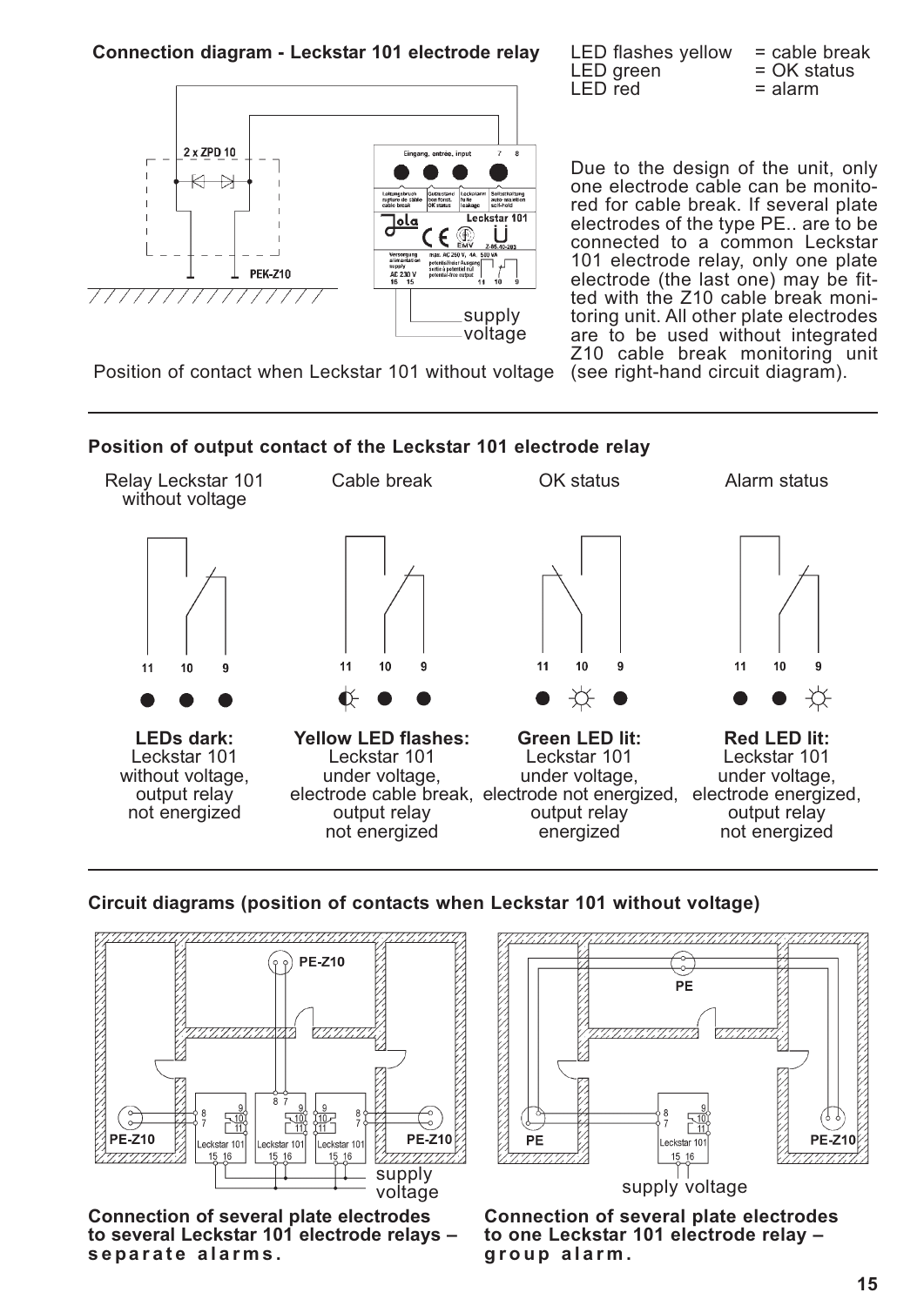**Connection diagram - Leckstar 101 electrode relay**

supply voltage

Position of contact when Leckstar 101 without voltage

LED flashes yellow = cable break
LED green = OK status
LED red = alarm

Due to the design of the unit, only one electrode cable can be monitored for cable break. If several plate electrodes of the type PE.. are to be connected to a common Leckstar 101 electrode relay, only one plate electrode (the last one) may be fitted with the Z10 cable break monitoring unit. All other plate electrodes are to be used without integrated Z10 cable break monitoring unit (see right-hand circuit diagram).

**Position of output contact of the Leckstar 101 electrode relay**

| Relay Leckstar 101 without voltage | Cable break | OK status | Alarm status |
|---|---|---|---|
| **LEDs dark:** Leckstar 101 without voltage, output relay not energized | **Yellow LED flashes:** Leckstar 101 under voltage, electrode cable break, output relay not energized | **Green LED lit:** Leckstar 101 under voltage, electrode not energized, output relay energized | **Red LED lit:** Leckstar 101 under voltage, electrode energized, output relay not energized |

**Circuit diagrams (position of contacts when Leckstar 101 without voltage)**

supply voltage

**Connection of several plate electrodes to several Leckstar 101 electrode relays – separate alarms.**

supply voltage

**Connection of several plate electrodes to one Leckstar 101 electrode relay – group alarm.**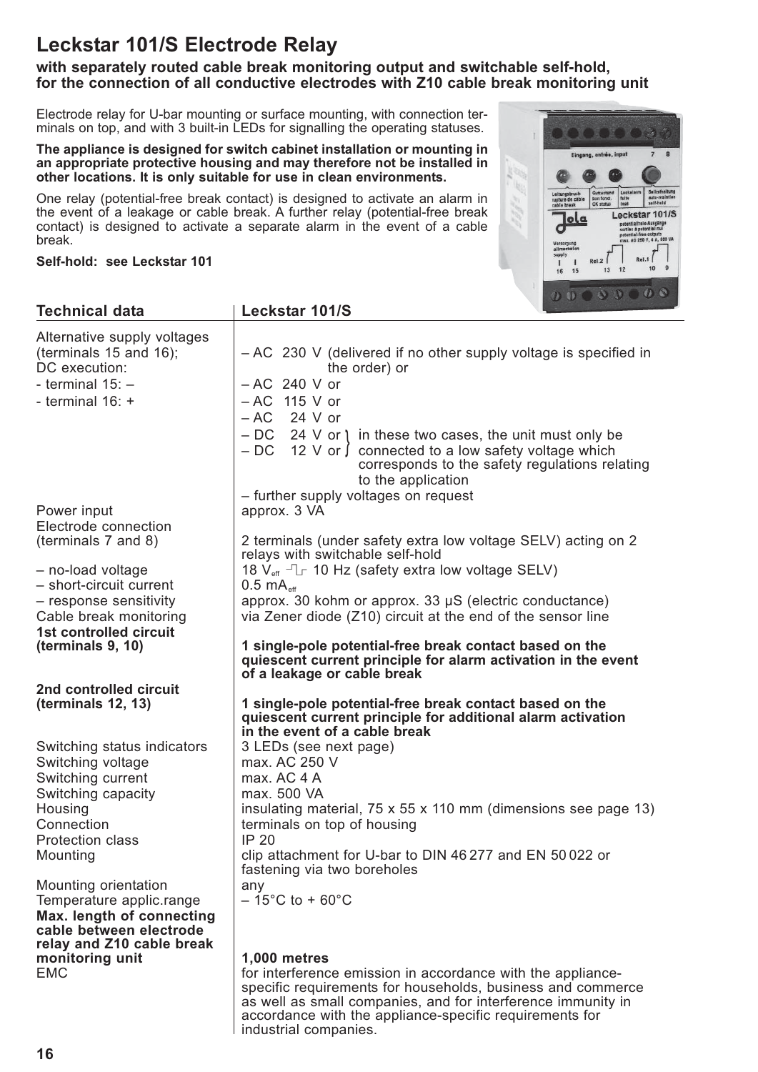# Leckstar 101/S Electrode Relay

**with separately routed cable break monitoring output and switchable self-hold, for the connection of all conductive electrodes with Z10 cable break monitoring unit**

Electrode relay for U-bar mounting or surface mounting, with connection terminals on top, and with 3 built-in LEDs for signalling the operating statuses.

**The appliance is designed for switch cabinet installation or mounting in an appropriate protective housing and may therefore not be installed in other locations. It is only suitable for use in clean environments.**

One relay (potential-free break contact) is designed to activate an alarm in the event of a leakage or cable break. A further relay (potential-free break contact) is designed to activate a separate alarm in the event of a cable break.

**Self-hold: see Leckstar 101**

| Technical data | Leckstar 101/S |
|---|---|
| Alternative supply voltages (terminals 15 and 16); DC execution: - terminal 15: – - terminal 16: + | – AC 230 V (delivered if no other supply voltage is specified in the order) or<br>– AC 240 V or<br>– AC 115 V or<br>– AC 24 V or<br>– DC 24 V or / – DC 12 V or: in these two cases, the unit must only be connected to a low safety voltage which corresponds to the safety regulations relating to the application<br>– further supply voltages on request |
| Power input | approx. 3 VA |
| Electrode connection (terminals 7 and 8) | 2 terminals (under safety extra low voltage SELV) acting on 2 relays with switchable self-hold |
| – no-load voltage | 18 $V_{eff}$ ⎍ 10 Hz (safety extra low voltage SELV) |
| – short-circuit current | 0.5 $mA_{eff}$ |
| – response sensitivity | approx. 30 kohm or approx. 33 µS (electric conductance) |
| Cable break monitoring | via Zener diode (Z10) circuit at the end of the sensor line |
| **1st controlled circuit (terminals 9, 10)** | **1 single-pole potential-free break contact based on the quiescent current principle for alarm activation in the event of a leakage or cable break** |
| **2nd controlled circuit (terminals 12, 13)** | **1 single-pole potential-free break contact based on the quiescent current principle for additional alarm activation in the event of a cable break** |
| Switching status indicators | 3 LEDs (see next page) |
| Switching voltage | max. AC 250 V |
| Switching current | max. AC 4 A |
| Switching capacity | max. 500 VA |
| Housing | insulating material, 75 x 55 x 110 mm (dimensions see page 13) |
| Connection | terminals on top of housing |
| Protection class | IP 20 |
| Mounting | clip attachment for U-bar to DIN 46 277 and EN 50 022 or fastening via two boreholes |
| Mounting orientation | any |
| Temperature applic.range | – 15°C to + 60°C |
| **Max. length of connecting cable between electrode relay and Z10 cable break monitoring unit** | **1,000 metres** |
| EMC | for interference emission in accordance with the appliance-specific requirements for households, business and commerce as well as small companies, and for interference immunity in accordance with the appliance-specific requirements for industrial companies. |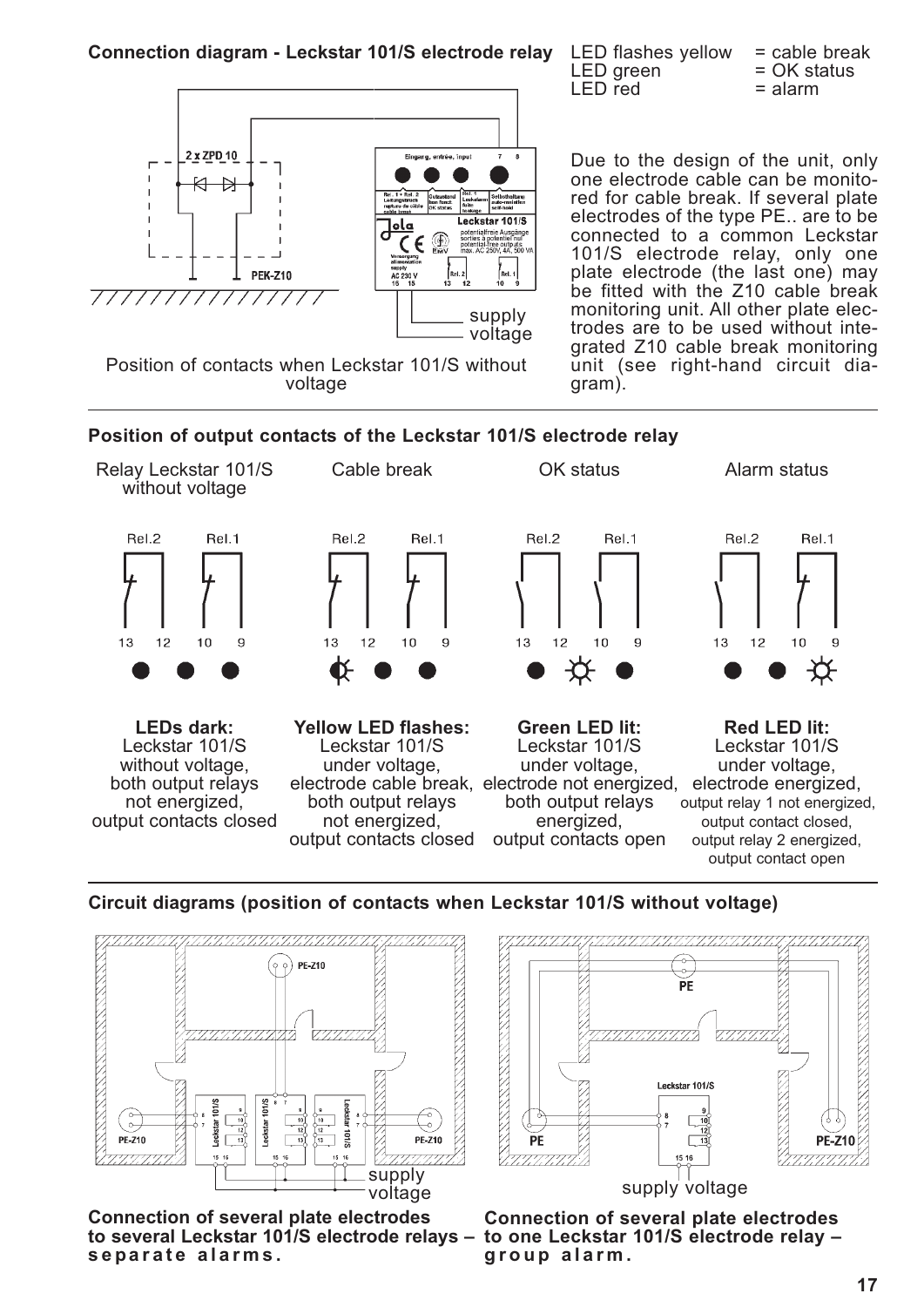**Connection diagram - Leckstar 101/S electrode relay**

Position of contacts when Leckstar 101/S without voltage

LED flashes yellow = cable break
LED green = OK status
LED red = alarm

Due to the design of the unit, only one electrode cable can be monitored for cable break. If several plate electrodes of the type PE.. are to be connected to a common Leckstar 101/S electrode relay, only one plate electrode (the last one) may be fitted with the Z10 cable break monitoring unit. All other plate electrodes are to be used without integrated Z10 cable break monitoring unit (see right-hand circuit diagram).

**Position of output contacts of the Leckstar 101/S electrode relay**

| Relay Leckstar 101/S without voltage | Cable break | OK status | Alarm status |
|---|---|---|---|
| **LEDs dark:** Leckstar 101/S without voltage, both output relays not energized, output contacts closed | **Yellow LED flashes:** Leckstar 101/S under voltage, electrode cable break, both output relays not energized, output contacts closed | **Green LED lit:** Leckstar 101/S under voltage, electrode not energized, both output relays energized, output contacts open | **Red LED lit:** Leckstar 101/S under voltage, electrode energized, output relay 1 not energized, output contact closed, output relay 2 energized, output contact open |

**Circuit diagrams (position of contacts when Leckstar 101/S without voltage)**

**Connection of several plate electrodes to several Leckstar 101/S electrode relays – separate alarms.**

**Connection of several plate electrodes to one Leckstar 101/S electrode relay – group alarm.**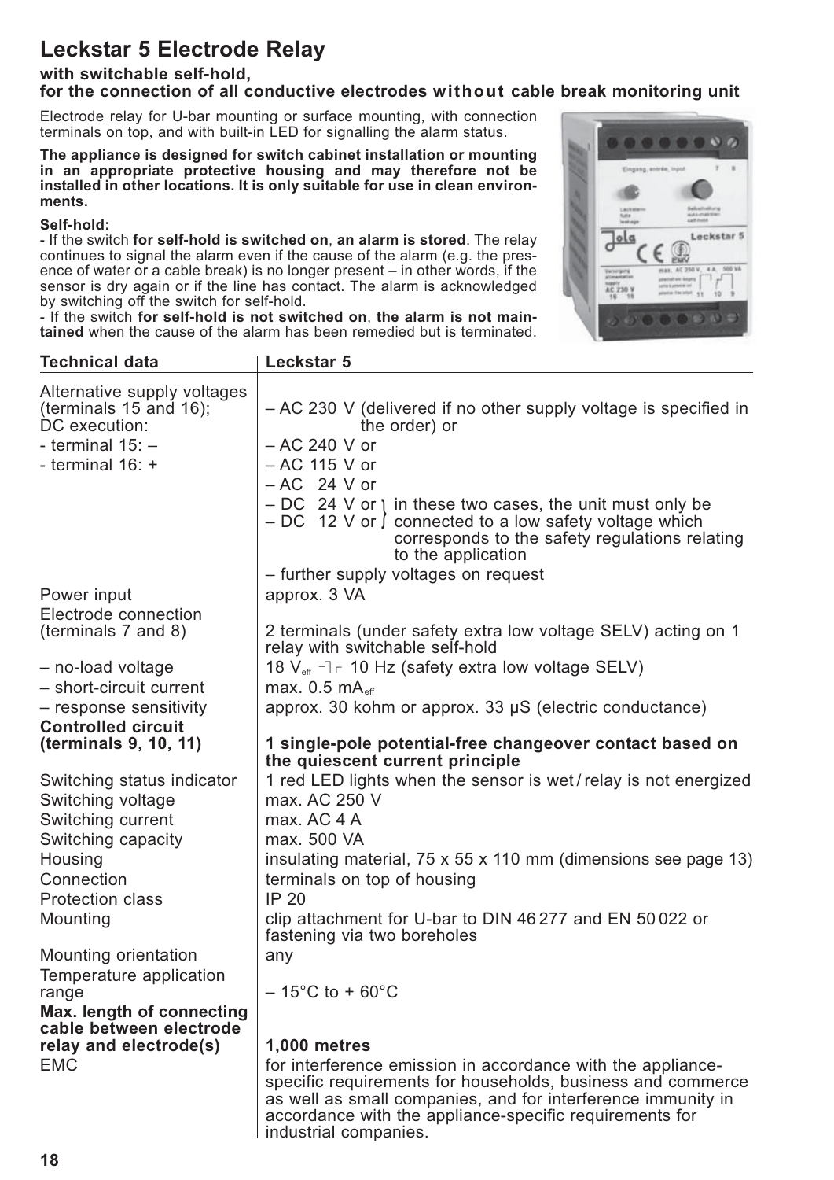# Leckstar 5 Electrode Relay

**with switchable self-hold,**
**for the connection of all conductive electrodes without cable break monitoring unit**

Electrode relay for U-bar mounting or surface mounting, with connection terminals on top, and with built-in LED for signalling the alarm status.

**The appliance is designed for switch cabinet installation or mounting in an appropriate protective housing and may therefore not be installed in other locations. It is only suitable for use in clean environments.**

**Self-hold:**
- If the switch **for self-hold is switched on**, **an alarm is stored**. The relay continues to signal the alarm even if the cause of the alarm (e.g. the presence of water or a cable break) is no longer present – in other words, if the sensor is dry again or if the line has contact. The alarm is acknowledged by switching off the switch for self-hold.
- If the switch **for self-hold is not switched on**, **the alarm is not maintained** when the cause of the alarm has been remedied but is terminated.

| Technical data | Leckstar 5 |
|---|---|
| Alternative supply voltages (terminals 15 and 16); DC execution: - terminal 15: – - terminal 16: + | – AC 230 V (delivered if no other supply voltage is specified in the order) or<br>– AC 240 V or<br>– AC 115 V or<br>– AC 24 V or<br>– DC 24 V or / – DC 12 V or } in these two cases, the unit must only be connected to a low safety voltage which corresponds to the safety regulations relating to the application<br>– further supply voltages on request |
| Power input | approx. 3 VA |
| Electrode connection (terminals 7 and 8) | 2 terminals (under safety extra low voltage SELV) acting on 1 relay with switchable self-hold |
| – no-load voltage | 18 $V_{eff}$ ⊓⊔ 10 Hz (safety extra low voltage SELV) |
| – short-circuit current | max. 0.5 $mA_{eff}$ |
| – response sensitivity | approx. 30 kohm or approx. 33 µS (electric conductance) |
| **Controlled circuit (terminals 9, 10, 11)** | **1 single-pole potential-free changeover contact based on the quiescent current principle** |
| Switching status indicator | 1 red LED lights when the sensor is wet / relay is not energized |
| Switching voltage | max. AC 250 V |
| Switching current | max. AC 4 A |
| Switching capacity | max. 500 VA |
| Housing | insulating material, 75 x 55 x 110 mm (dimensions see page 13) |
| Connection | terminals on top of housing |
| Protection class | IP 20 |
| Mounting | clip attachment for U-bar to DIN 46 277 and EN 50 022 or fastening via two boreholes |
| Mounting orientation | any |
| Temperature application range | – 15°C to + 60°C |
| **Max. length of connecting cable between electrode relay and electrode(s)** | **1,000 metres** |
| EMC | for interference emission in accordance with the appliance-specific requirements for households, business and commerce as well as small companies, and for interference immunity in accordance with the appliance-specific requirements for industrial companies. |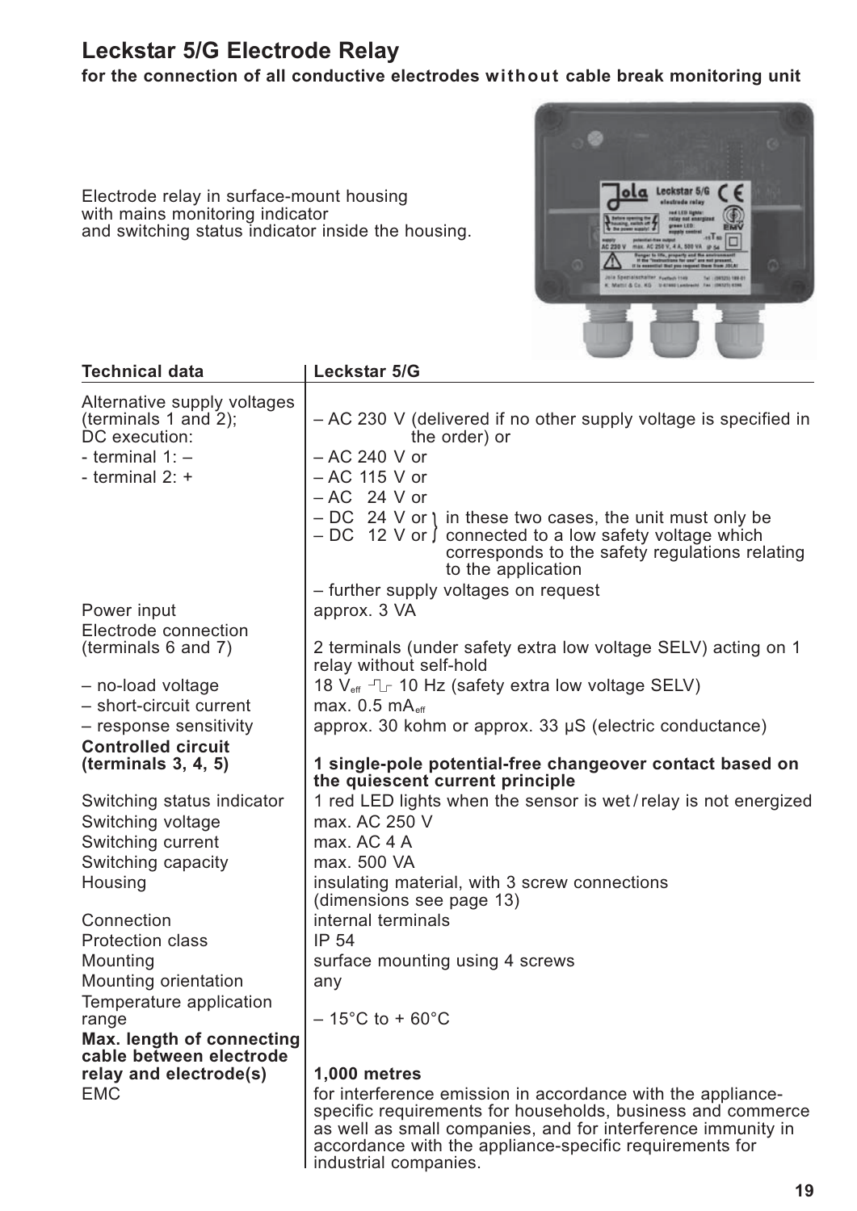# Leckstar 5/G Electrode Relay

**for the connection of all conductive electrodes without cable break monitoring unit**

Electrode relay in surface-mount housing
with mains monitoring indicator
and switching status indicator inside the housing.

| Technical data | Leckstar 5/G |
|---|---|
| Alternative supply voltages (terminals 1 and 2); DC execution: - terminal 1: – - terminal 2: + | – AC 230 V (delivered if no other supply voltage is specified in the order) or<br>– AC 240 V or<br>– AC 115 V or<br>– AC 24 V or<br>– DC 24 V or<br>– DC 12 V or<br>} in these two cases, the unit must only be connected to a low safety voltage which corresponds to the safety regulations relating to the application<br>– further supply voltages on request |
| Power input | approx. 3 VA |
| Electrode connection (terminals 6 and 7) | 2 terminals (under safety extra low voltage SELV) acting on 1 relay without self-hold |
| – no-load voltage | 18 $V_{eff}$ 10 Hz (safety extra low voltage SELV) |
| – short-circuit current | max. 0.5 $mA_{eff}$ |
| – response sensitivity | approx. 30 kohm or approx. 33 μS (electric conductance) |
| **Controlled circuit (terminals 3, 4, 5)** | **1 single-pole potential-free changeover contact based on the quiescent current principle** |
| Switching status indicator | 1 red LED lights when the sensor is wet / relay is not energized |
| Switching voltage | max. AC 250 V |
| Switching current | max. AC 4 A |
| Switching capacity | max. 500 VA |
| Housing | insulating material, with 3 screw connections (dimensions see page 13) |
| Connection | internal terminals |
| Protection class | IP 54 |
| Mounting | surface mounting using 4 screws |
| Mounting orientation | any |
| Temperature application range | – 15°C to + 60°C |
| **Max. length of connecting cable between electrode relay and electrode(s)** | **1,000 metres** |
| EMC | for interference emission in accordance with the appliance-specific requirements for households, business and commerce as well as small companies, and for interference immunity in accordance with the appliance-specific requirements for industrial companies. |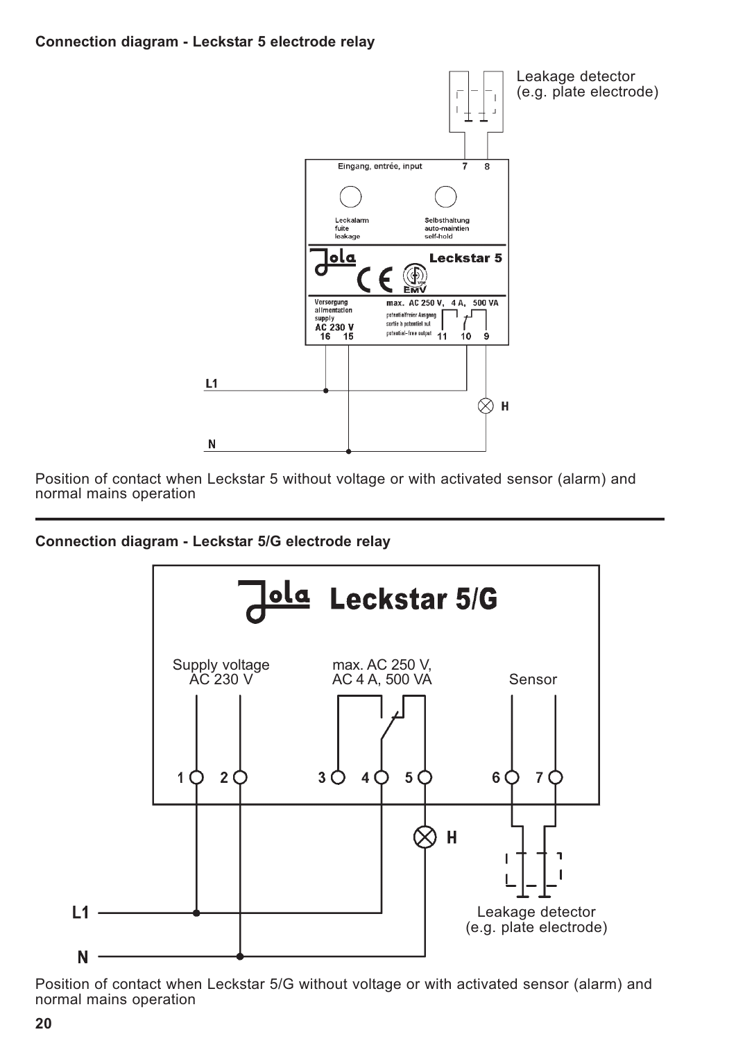**Connection diagram - Leckstar 5 electrode relay**

Leakage detector
(e.g. plate electrode)

Eingang, entrée, input 7 8

Leckalarm
fuite
leakage

Selbsthaltung
auto-maintien
self-hold

Jola Leckstar 5

Versorgung
alimentation
supply
AC 230 V
16 15

max. AC 250 V, 4 A, 500 VA
potentialfreier Ausgang
sortie à potentiel nul
potential-free output 11 10 9

L1

H

N

Position of contact when Leckstar 5 without voltage or with activated sensor (alarm) and normal mains operation

---

**Connection diagram - Leckstar 5/G electrode relay**

Jola Leckstar 5/G

Supply voltage
AC 230 V

max. AC 250 V,
AC 4 A, 500 VA

Sensor

1 2 3 4 5 6 7

H

L1

N

Leakage detector
(e.g. plate electrode)

Position of contact when Leckstar 5/G without voltage or with activated sensor (alarm) and normal mains operation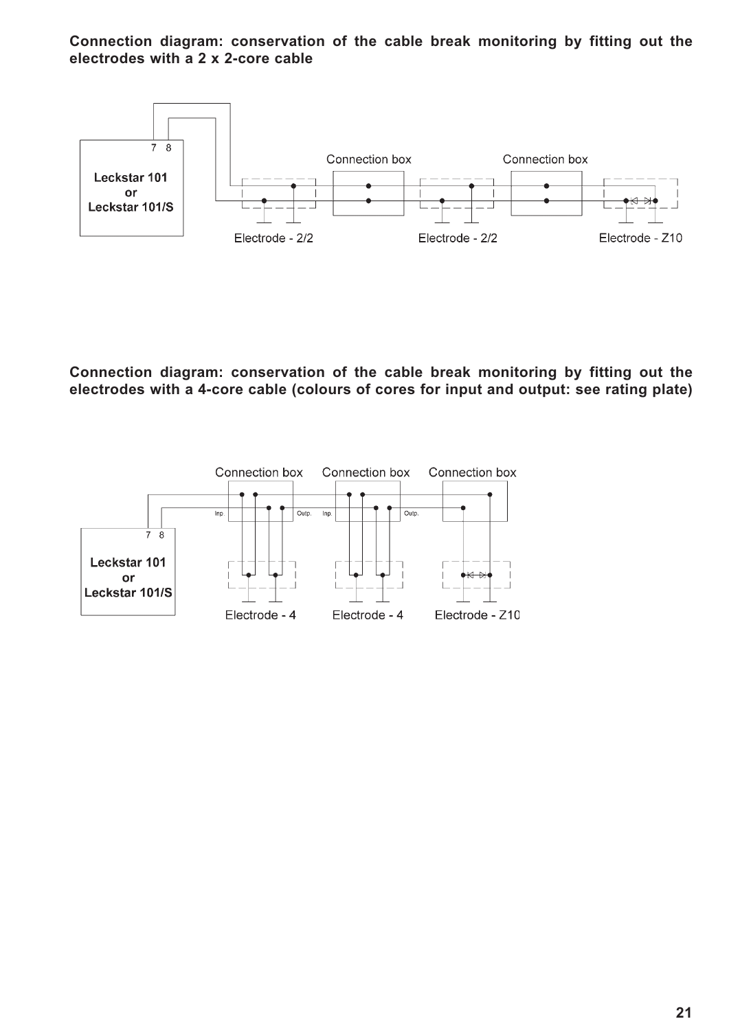**Connection diagram: conservation of the cable break monitoring by fitting out the electrodes with a 2 x 2-core cable**

7 8

Leckstar 101
or
Leckstar 101/S

Connection box

Connection box

Electrode - 2/2

Electrode - 2/2

Electrode - Z10

**Connection diagram: conservation of the cable break monitoring by fitting out the electrodes with a 4-core cable (colours of cores for input and output: see rating plate)**

Connection box

Connection box

Connection box

Inp.

Outp.

Inp.

Outp.

7 8

Leckstar 101
or
Leckstar 101/S

Electrode - 4

Electrode - 4

Electrode - Z10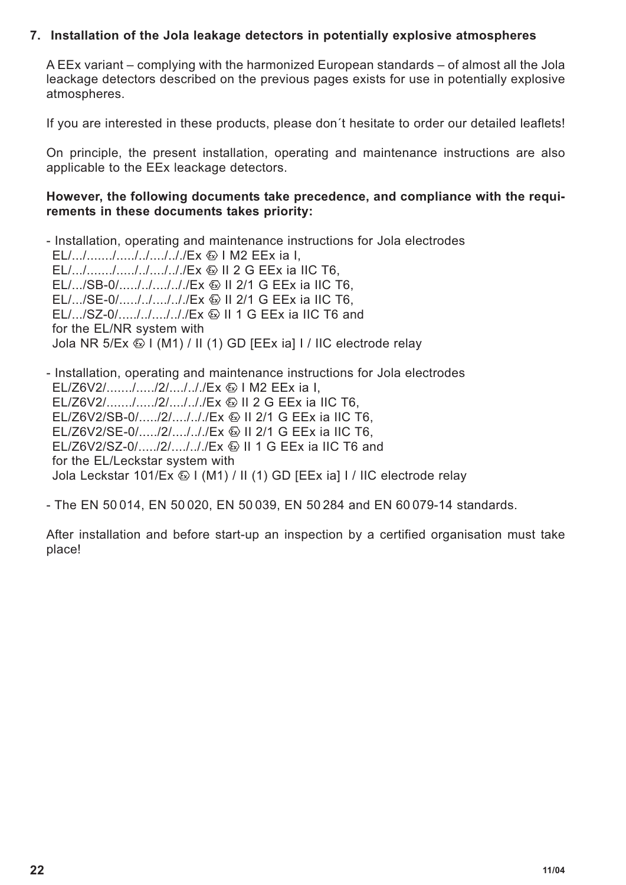## 7. Installation of the Jola leakage detectors in potentially explosive atmospheres

A EEx variant – complying with the harmonized European standards – of almost all the Jola leackage detectors described on the previous pages exists for use in potentially explosive atmospheres.

If you are interested in these products, please don´t hesitate to order our detailed leaflets!

On principle, the present installation, operating and maintenance instructions are also applicable to the EEx leackage detectors.

**However, the following documents take precedence, and compliance with the requirements in these documents takes priority:**

- Installation, operating and maintenance instructions for Jola electrodes
  EL/.../......./...../../..../../../Ex Ⓔx I M2 EEx ia I,
  EL/.../......./...../../..../../../Ex Ⓔx II 2 G EEx ia IIC T6,
  EL/.../SB-0/...../../..../../../Ex Ⓔx II 2/1 G EEx ia IIC T6,
  EL/.../SE-0/...../../..../../../Ex Ⓔx II 2/1 G EEx ia IIC T6,
  EL/.../SZ-0/...../../..../../../Ex Ⓔx II 1 G EEx ia IIC T6 and
  for the EL/NR system with
  Jola NR 5/Ex Ⓔx I (M1) / II (1) GD [EEx ia] I / IIC electrode relay

- Installation, operating and maintenance instructions for Jola electrodes
  EL/Z6V2/......./...../2/..../../../Ex Ⓔx I M2 EEx ia I,
  EL/Z6V2/......./...../2/..../../../Ex Ⓔx II 2 G EEx ia IIC T6,
  EL/Z6V2/SB-0/...../2/..../../../Ex Ⓔx II 2/1 G EEx ia IIC T6,
  EL/Z6V2/SE-0/...../2/..../../../Ex Ⓔx II 2/1 G EEx ia IIC T6,
  EL/Z6V2/SZ-0/...../2/..../../../Ex Ⓔx II 1 G EEx ia IIC T6 and
  for the EL/Leckstar system with
  Jola Leckstar 101/Ex Ⓔx I (M1) / II (1) GD [EEx ia] I / IIC electrode relay

- The EN 50 014, EN 50 020, EN 50 039, EN 50 284 and EN 60 079-14 standards.

After installation and before start-up an inspection by a certified organisation must take place!